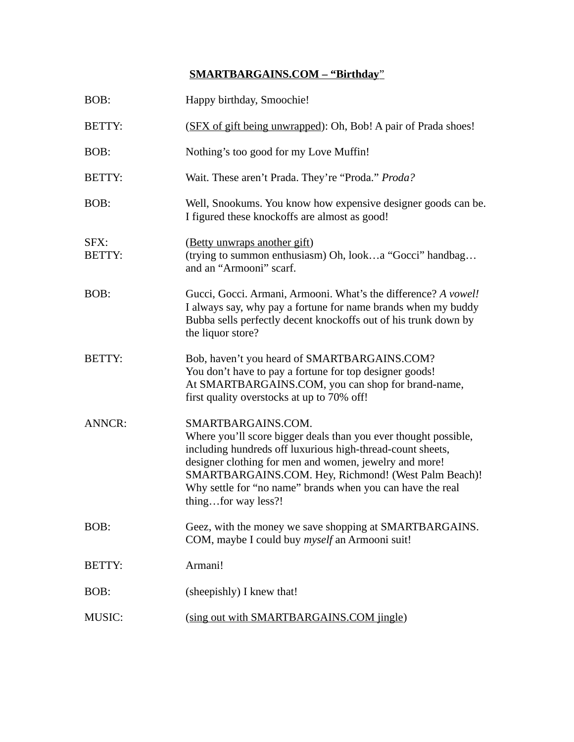**SMARTBARGAINS.COM – "Birthday"**

| | |
|---|---|
| BOB: | Happy birthday, Smoochie! |
| BETTY: | (SFX of gift being unwrapped): Oh, Bob! A pair of Prada shoes! |
| BOB: | Nothing's too good for my Love Muffin! |
| BETTY: | Wait. These aren't Prada. They're "Proda." *Proda?* |
| BOB: | Well, Snookums. You know how expensive designer goods can be. I figured these knockoffs are almost as good! |
| SFX: | (Betty unwraps another gift) |
| BETTY: | (trying to summon enthusiasm) Oh, look…a "Gocci" handbag… and an "Armooni" scarf. |
| BOB: | Gucci, Gocci. Armani, Armooni. What's the difference? *A vowel!* I always say, why pay a fortune for name brands when my buddy Bubba sells perfectly decent knockoffs out of his trunk down by the liquor store? |
| BETTY: | Bob, haven't you heard of SMARTBARGAINS.COM? You don't have to pay a fortune for top designer goods! At SMARTBARGAINS.COM, you can shop for brand-name, first quality overstocks at up to 70% off! |
| ANNCR: | SMARTBARGAINS.COM. Where you'll score bigger deals than you ever thought possible, including hundreds off luxurious high-thread-count sheets, designer clothing for men and women, jewelry and more! SMARTBARGAINS.COM. Hey, Richmond! (West Palm Beach)! Why settle for "no name" brands when you can have the real thing…for way less?! |
| BOB: | Geez, with the money we save shopping at SMARTBARGAINS.COM, maybe I could buy *myself* an Armooni suit! |
| BETTY: | Armani! |
| BOB: | (sheepishly) I knew that! |
| MUSIC: | (sing out with SMARTBARGAINS.COM jingle) |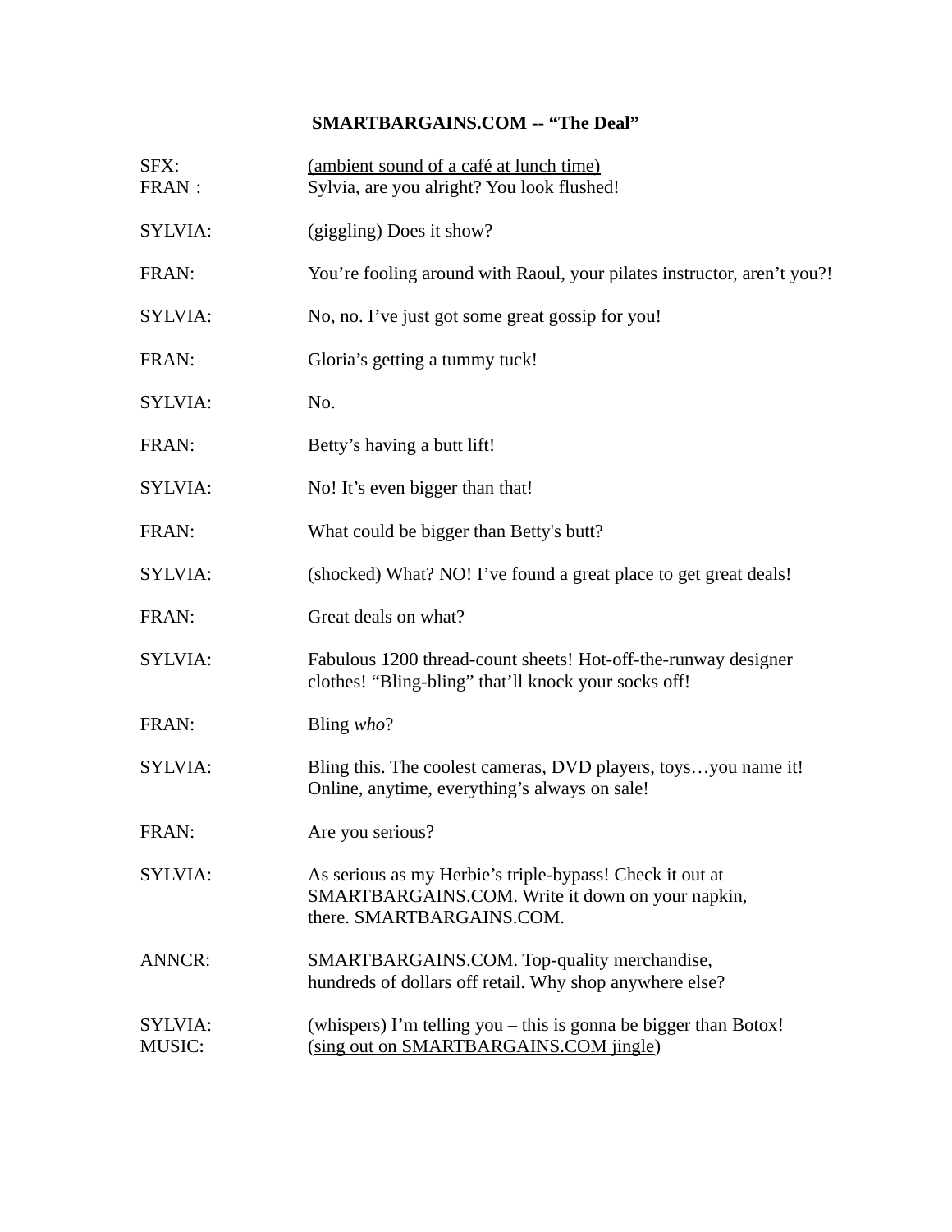**<u>SMARTBARGAINS.COM -- "The Deal"</u>**

| | |
|---|---|
| SFX: | <u>(ambient sound of a café at lunch time)</u> |
| FRAN : | Sylvia, are you alright? You look flushed! |
| SYLVIA: | (giggling) Does it show? |
| FRAN: | You're fooling around with Raoul, your pilates instructor, aren't you?! |
| SYLVIA: | No, no. I've just got some great gossip for you! |
| FRAN: | Gloria's getting a tummy tuck! |
| SYLVIA: | No. |
| FRAN: | Betty's having a butt lift! |
| SYLVIA: | No! It's even bigger than that! |
| FRAN: | What could be bigger than Betty's butt? |
| SYLVIA: | (shocked) What? <u>NO</u>! I've found a great place to get great deals! |
| FRAN: | Great deals on what? |
| SYLVIA: | Fabulous 1200 thread-count sheets! Hot-off-the-runway designer clothes! "Bling-bling" that'll knock your socks off! |
| FRAN: | Bling *who*? |
| SYLVIA: | Bling this. The coolest cameras, DVD players, toys…you name it! Online, anytime, everything's always on sale! |
| FRAN: | Are you serious? |
| SYLVIA: | As serious as my Herbie's triple-bypass! Check it out at SMARTBARGAINS.COM. Write it down on your napkin, there. SMARTBARGAINS.COM. |
| ANNCR: | SMARTBARGAINS.COM. Top-quality merchandise, hundreds of dollars off retail. Why shop anywhere else? |
| SYLVIA: | (whispers) I'm telling you – this is gonna be bigger than Botox! |
| MUSIC: | (<u>sing out on SMARTBARGAINS.COM jingle</u>) |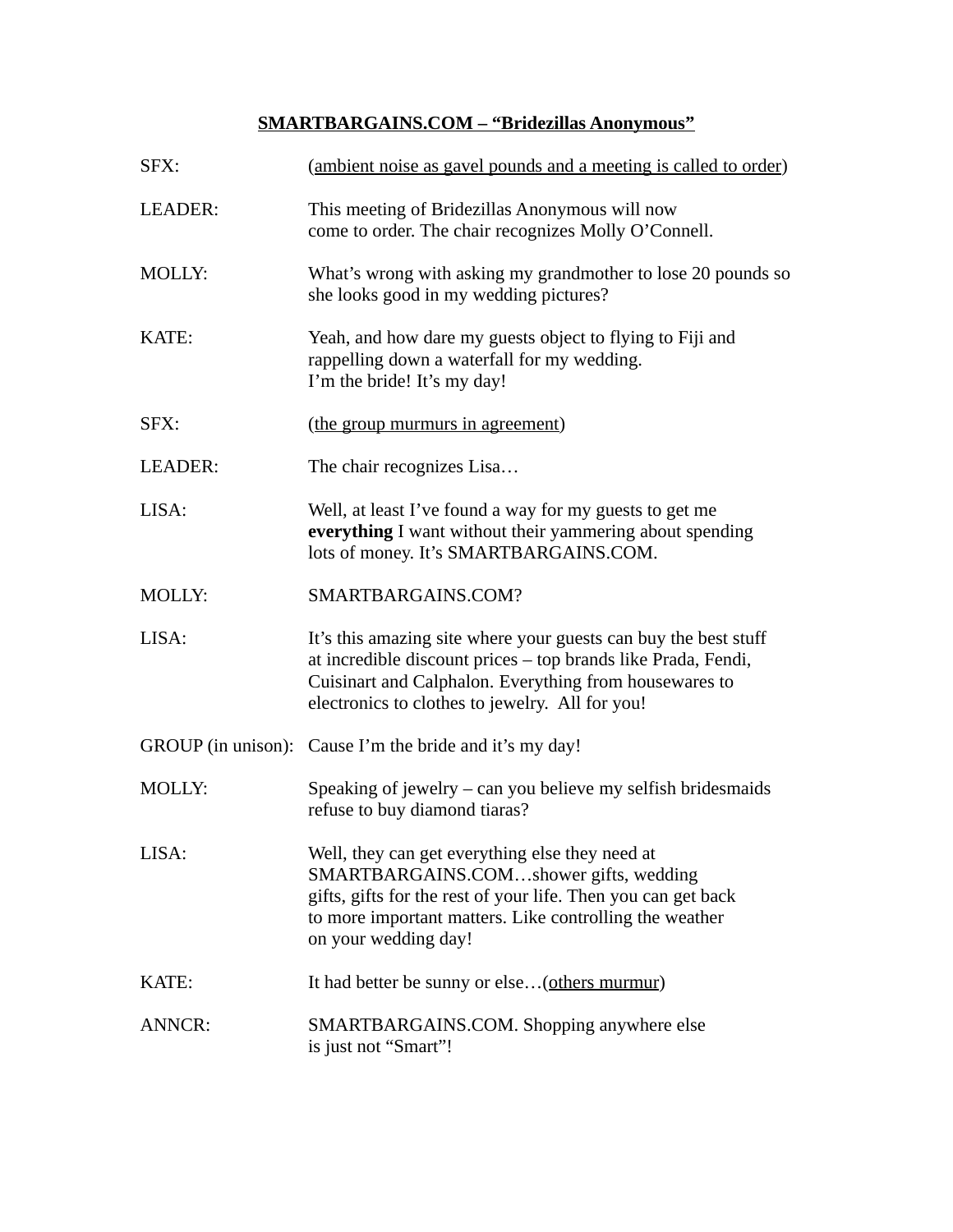**<u>SMARTBARGAINS.COM – “Bridezillas Anonymous”</u>**

SFX: (<u>ambient noise as gavel pounds and a meeting is called to order</u>)

LEADER: This meeting of Bridezillas Anonymous will now come to order. The chair recognizes Molly O’Connell.

MOLLY: What’s wrong with asking my grandmother to lose 20 pounds so she looks good in my wedding pictures?

KATE: Yeah, and how dare my guests object to flying to Fiji and rappelling down a waterfall for my wedding. I’m the bride! It’s my day!

SFX: (<u>the group murmurs in agreement</u>)

LEADER: The chair recognizes Lisa…

LISA: Well, at least I’ve found a way for my guests to get me **everything** I want without their yammering about spending lots of money. It’s SMARTBARGAINS.COM.

MOLLY: SMARTBARGAINS.COM?

LISA: It’s this amazing site where your guests can buy the best stuff at incredible discount prices – top brands like Prada, Fendi, Cuisinart and Calphalon. Everything from housewares to electronics to clothes to jewelry. All for you!

GROUP (in unison): Cause I’m the bride and it’s my day!

MOLLY: Speaking of jewelry – can you believe my selfish bridesmaids refuse to buy diamond tiaras?

LISA: Well, they can get everything else they need at SMARTBARGAINS.COM…shower gifts, wedding gifts, gifts for the rest of your life. Then you can get back to more important matters. Like controlling the weather on your wedding day!

KATE: It had better be sunny or else…(<u>others murmur</u>)

ANNCR: SMARTBARGAINS.COM. Shopping anywhere else is just not “Smart”!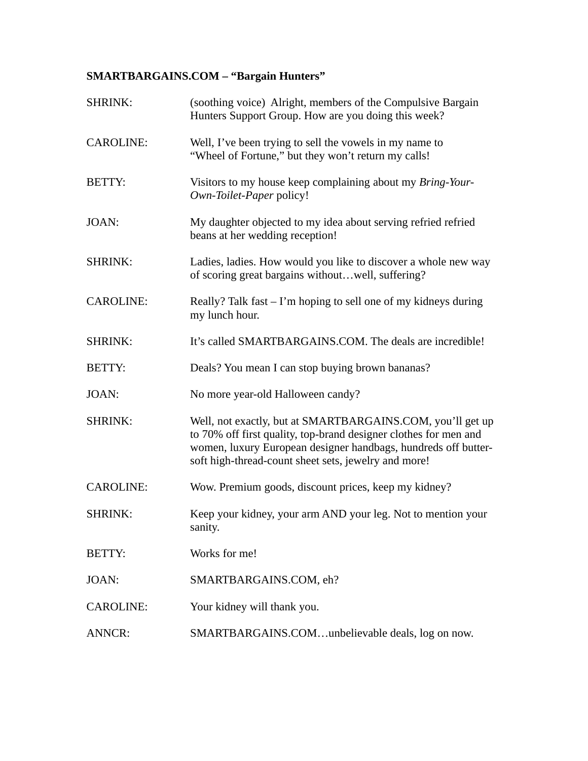**SMARTBARGAINS.COM – "Bargain Hunters"**

SHRINK: (soothing voice) Alright, members of the Compulsive Bargain Hunters Support Group. How are you doing this week?

CAROLINE: Well, I've been trying to sell the vowels in my name to "Wheel of Fortune," but they won't return my calls!

BETTY: Visitors to my house keep complaining about my *Bring-Your-Own-Toilet-Paper* policy!

JOAN: My daughter objected to my idea about serving refried refried beans at her wedding reception!

SHRINK: Ladies, ladies. How would you like to discover a whole new way of scoring great bargains without…well, suffering?

CAROLINE: Really? Talk fast – I'm hoping to sell one of my kidneys during my lunch hour.

SHRINK: It's called SMARTBARGAINS.COM. The deals are incredible!

BETTY: Deals? You mean I can stop buying brown bananas?

JOAN: No more year-old Halloween candy?

SHRINK: Well, not exactly, but at SMARTBARGAINS.COM, you'll get up to 70% off first quality, top-brand designer clothes for men and women, luxury European designer handbags, hundreds off butter-soft high-thread-count sheet sets, jewelry and more!

CAROLINE: Wow. Premium goods, discount prices, keep my kidney?

SHRINK: Keep your kidney, your arm AND your leg. Not to mention your sanity.

BETTY: Works for me!

JOAN: SMARTBARGAINS.COM, eh?

CAROLINE: Your kidney will thank you.

ANNCR: SMARTBARGAINS.COM…unbelievable deals, log on now.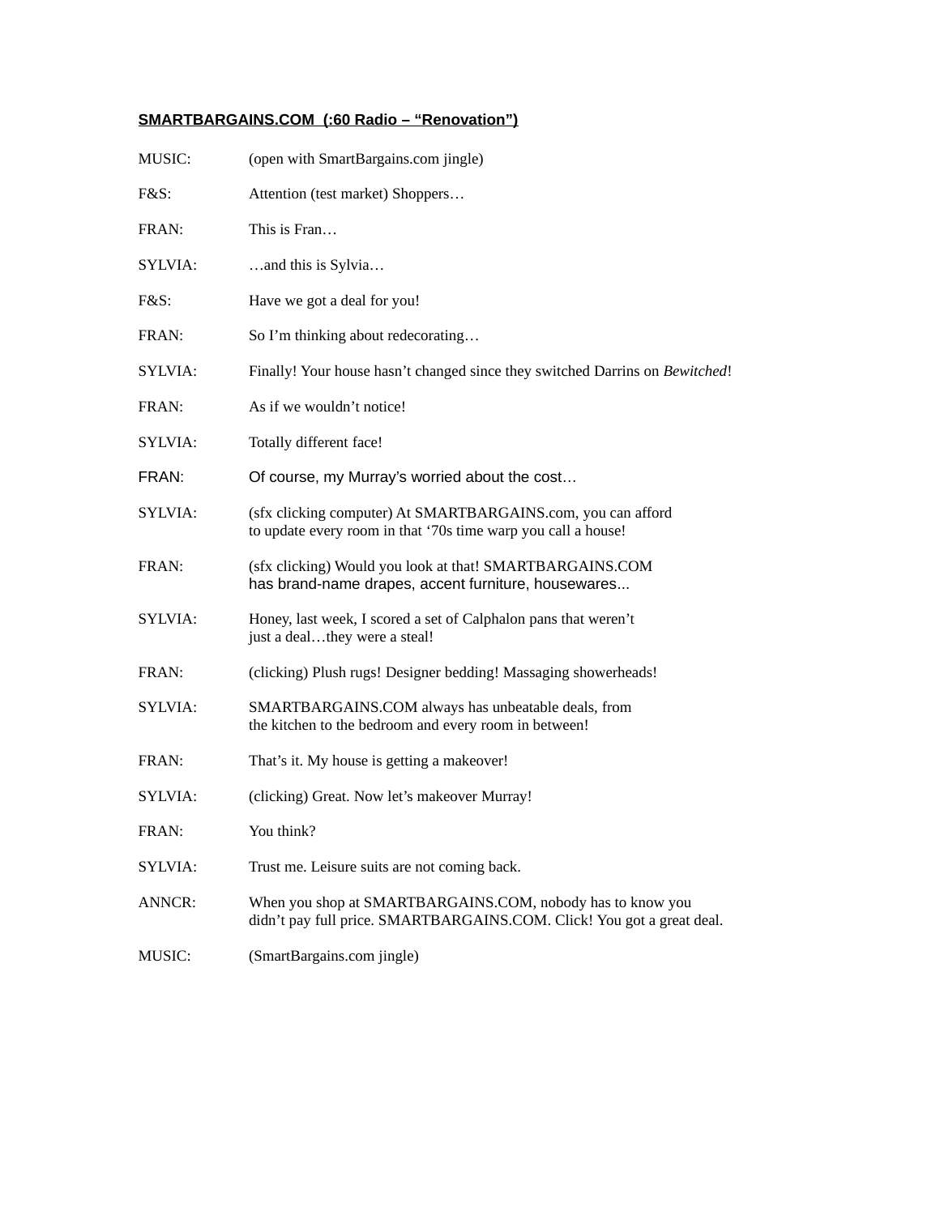**SMARTBARGAINS.COM (:60 Radio – "Renovation")**

| | |
|---|---|
| MUSIC: | (open with SmartBargains.com jingle) |
| F&S: | Attention (test market) Shoppers… |
| FRAN: | This is Fran… |
| SYLVIA: | …and this is Sylvia… |
| F&S: | Have we got a deal for you! |
| FRAN: | So I'm thinking about redecorating… |
| SYLVIA: | Finally! Your house hasn't changed since they switched Darrins on *Bewitched*! |
| FRAN: | As if we wouldn't notice! |
| SYLVIA: | Totally different face! |
| FRAN: | Of course, my Murray's worried about the cost… |
| SYLVIA: | (sfx clicking computer) At SMARTBARGAINS.com, you can afford to update every room in that '70s time warp you call a house! |
| FRAN: | (sfx clicking) Would you look at that! SMARTBARGAINS.COM has brand-name drapes, accent furniture, housewares... |
| SYLVIA: | Honey, last week, I scored a set of Calphalon pans that weren't just a deal…they were a steal! |
| FRAN: | (clicking) Plush rugs! Designer bedding! Massaging showerheads! |
| SYLVIA: | SMARTBARGAINS.COM always has unbeatable deals, from the kitchen to the bedroom and every room in between! |
| FRAN: | That's it. My house is getting a makeover! |
| SYLVIA: | (clicking) Great. Now let's makeover Murray! |
| FRAN: | You think? |
| SYLVIA: | Trust me. Leisure suits are not coming back. |
| ANNCR: | When you shop at SMARTBARGAINS.COM, nobody has to know you didn't pay full price. SMARTBARGAINS.COM. Click! You got a great deal. |
| MUSIC: | (SmartBargains.com jingle) |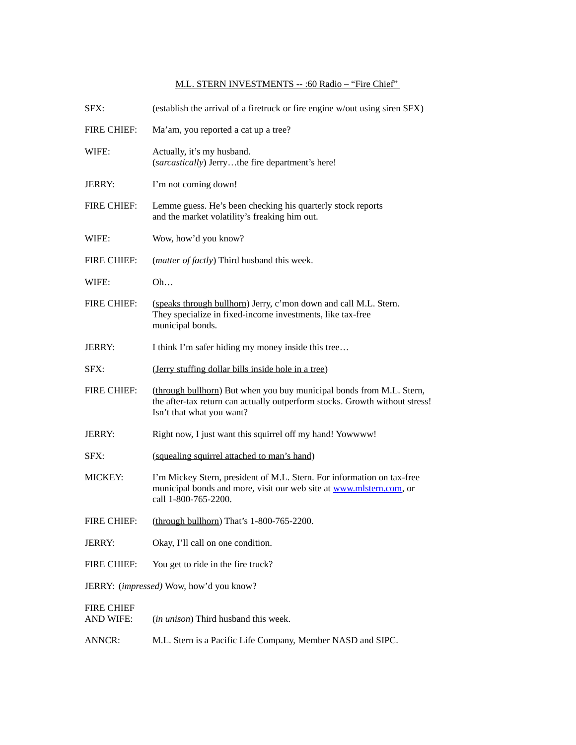<u>M.L. STERN INVESTMENTS -- :60 Radio – "Fire Chief"</u>

SFX: (<u>establish the arrival of a firetruck or fire engine w/out using siren SFX</u>)

FIRE CHIEF: Ma'am, you reported a cat up a tree?

WIFE: Actually, it's my husband.
(*sarcastically*) Jerry…the fire department's here!

JERRY: I'm not coming down!

FIRE CHIEF: Lemme guess. He's been checking his quarterly stock reports and the market volatility's freaking him out.

WIFE: Wow, how'd you know?

FIRE CHIEF: (*matter of factly*) Third husband this week.

WIFE: Oh…

FIRE CHIEF: (<u>speaks through bullhorn</u>) Jerry, c'mon down and call M.L. Stern. They specialize in fixed-income investments, like tax-free municipal bonds.

JERRY: I think I'm safer hiding my money inside this tree…

SFX: (<u>Jerry stuffing dollar bills inside hole in a tree</u>)

FIRE CHIEF: (<u>through bullhorn</u>) But when you buy municipal bonds from M.L. Stern, the after-tax return can actually outperform stocks. Growth without stress! Isn't that what you want?

JERRY: Right now, I just want this squirrel off my hand! Yowwww!

SFX: (<u>squealing squirrel attached to man's hand</u>)

MICKEY: I'm Mickey Stern, president of M.L. Stern. For information on tax-free municipal bonds and more, visit our web site at www.mlstern.com, or call 1-800-765-2200.

FIRE CHIEF: (<u>through bullhorn</u>) That's 1-800-765-2200.

JERRY: Okay, I'll call on one condition.

FIRE CHIEF: You get to ride in the fire truck?

JERRY: (*impressed*) Wow, how'd you know?

FIRE CHIEF AND WIFE: (*in unison*) Third husband this week.

ANNCR: M.L. Stern is a Pacific Life Company, Member NASD and SIPC.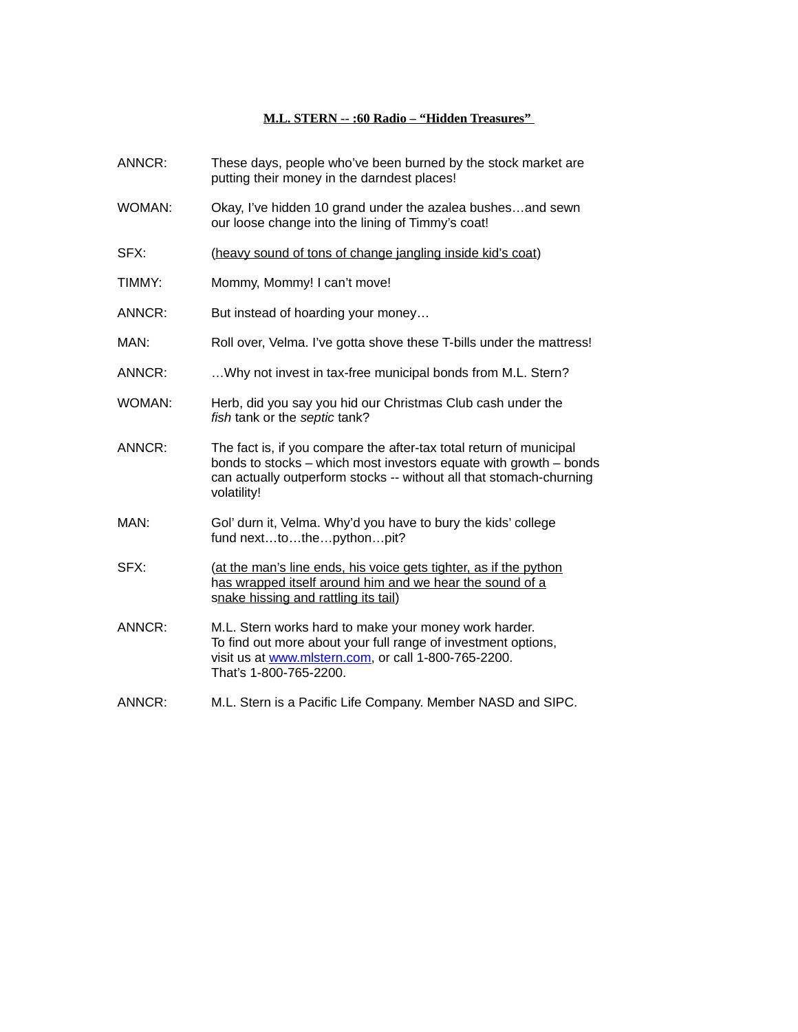**<u>M.L. STERN -- :60 Radio – "Hidden Treasures"</u>**

| | |
|---|---|
| ANNCR: | These days, people who've been burned by the stock market are putting their money in the darndest places! |
| WOMAN: | Okay, I've hidden 10 grand under the azalea bushes…and sewn our loose change into the lining of Timmy's coat! |
| SFX: | (<u>heavy sound of tons of change jangling inside kid's coat</u>) |
| TIMMY: | Mommy, Mommy! I can't move! |
| ANNCR: | But instead of hoarding your money… |
| MAN: | Roll over, Velma. I've gotta shove these T-bills under the mattress! |
| ANNCR: | …Why not invest in tax-free municipal bonds from M.L. Stern? |
| WOMAN: | Herb, did you say you hid our Christmas Club cash under the *fish* tank or the *septic* tank? |
| ANNCR: | The fact is, if you compare the after-tax total return of municipal bonds to stocks – which most investors equate with growth – bonds can actually outperform stocks -- without all that stomach-churning volatility! |
| MAN: | Gol' durn it, Velma. Why'd you have to bury the kids' college fund next…to…the…python…pit? |
| SFX: | (<u>at the man's line ends, his voice gets tighter, as if the python has wrapped itself around him and we hear the sound of a snake hissing and rattling its tail</u>) |
| ANNCR: | M.L. Stern works hard to make your money work harder. To find out more about your full range of investment options, visit us at www.mlstern.com, or call 1-800-765-2200. That's 1-800-765-2200. |
| ANNCR: | M.L. Stern is a Pacific Life Company. Member NASD and SIPC. |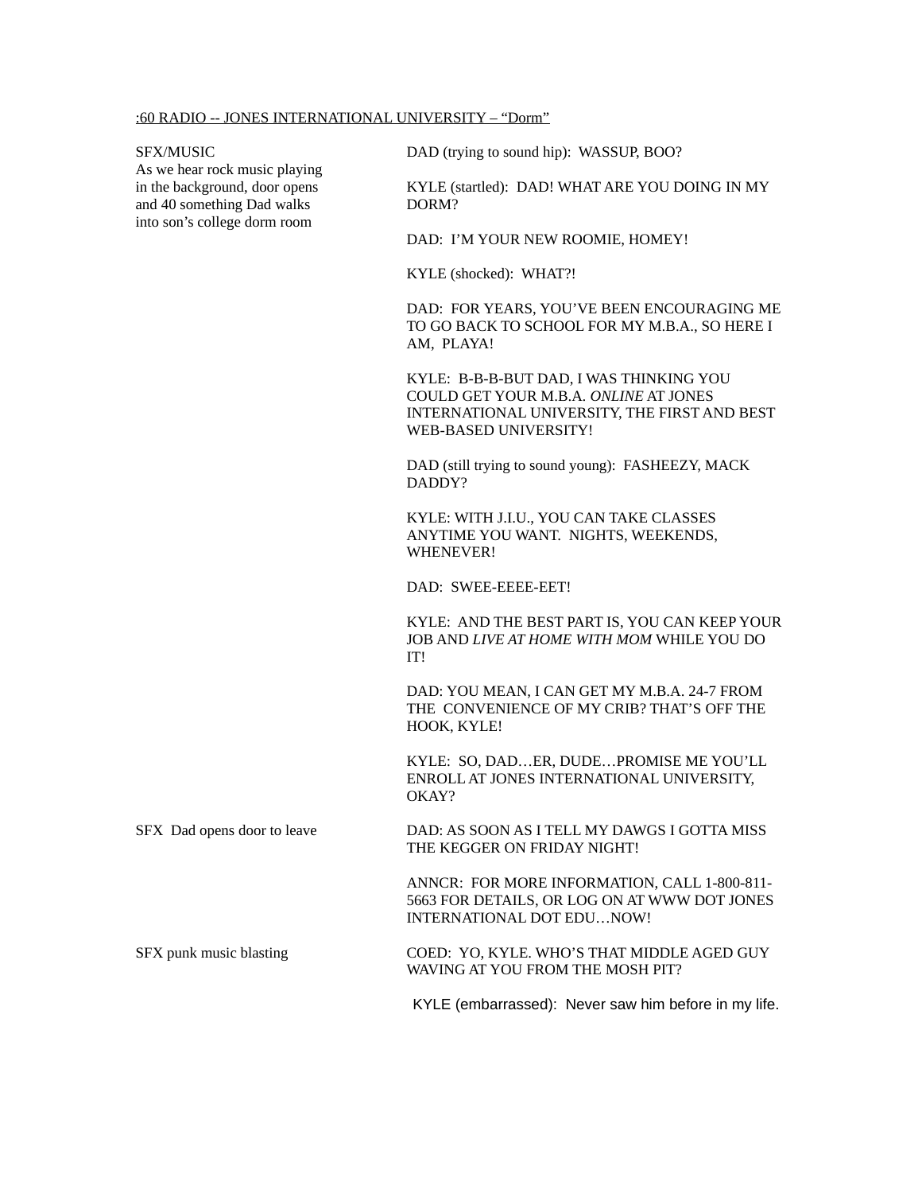<u>:60 RADIO -- JONES INTERNATIONAL UNIVERSITY – "Dorm"</u>

| SFX/MUSIC | |
|---|---|
| As we hear rock music playing in the background, door opens and 40 something Dad walks into son's college dorm room | DAD (trying to sound hip): WASSUP, BOO? |
| | KYLE (startled): DAD! WHAT ARE YOU DOING IN MY DORM? |
| | DAD: I'M YOUR NEW ROOMIE, HOMEY! |
| | KYLE (shocked): WHAT?! |
| | DAD: FOR YEARS, YOU'VE BEEN ENCOURAGING ME TO GO BACK TO SCHOOL FOR MY M.B.A., SO HERE I AM, PLAYA! |
| | KYLE: B-B-B-BUT DAD, I WAS THINKING YOU COULD GET YOUR M.B.A. *ONLINE* AT JONES INTERNATIONAL UNIVERSITY, THE FIRST AND BEST WEB-BASED UNIVERSITY! |
| | DAD (still trying to sound young): FASHEEZY, MACK DADDY? |
| | KYLE: WITH J.I.U., YOU CAN TAKE CLASSES ANYTIME YOU WANT. NIGHTS, WEEKENDS, WHENEVER! |
| | DAD: SWEE-EEEE-EET! |
| | KYLE: AND THE BEST PART IS, YOU CAN KEEP YOUR JOB AND *LIVE AT HOME WITH MOM* WHILE YOU DO IT! |
| | DAD: YOU MEAN, I CAN GET MY M.B.A. 24-7 FROM THE CONVENIENCE OF MY CRIB? THAT'S OFF THE HOOK, KYLE! |
| | KYLE: SO, DAD…ER, DUDE…PROMISE ME YOU'LL ENROLL AT JONES INTERNATIONAL UNIVERSITY, OKAY? |
| SFX Dad opens door to leave | DAD: AS SOON AS I TELL MY DAWGS I GOTTA MISS THE KEGGER ON FRIDAY NIGHT! |
| | ANNCR: FOR MORE INFORMATION, CALL 1-800-811-5663 FOR DETAILS, OR LOG ON AT WWW DOT JONES INTERNATIONAL DOT EDU…NOW! |
| SFX punk music blasting | COED: YO, KYLE. WHO'S THAT MIDDLE AGED GUY WAVING AT YOU FROM THE MOSH PIT? |
| | KYLE (embarrassed): Never saw him before in my life. |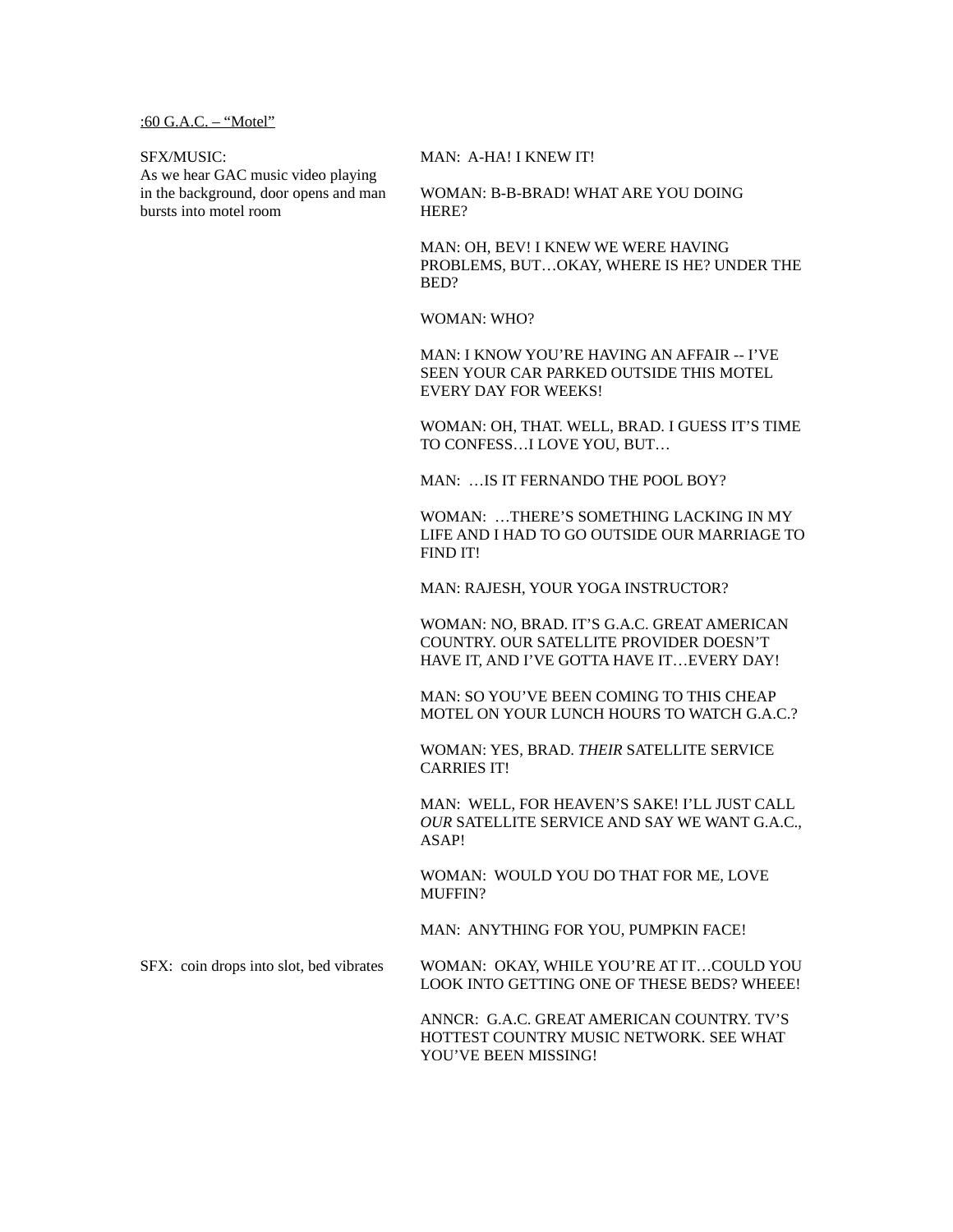:60 G.A.C. – "Motel"

| SFX/MUSIC | DIALOGUE |
| --- | --- |
| SFX/MUSIC: As we hear GAC music video playing in the background, door opens and man bursts into motel room | MAN: A-HA! I KNEW IT! |
| | WOMAN: B-B-BRAD! WHAT ARE YOU DOING HERE? |
| | MAN: OH, BEV! I KNEW WE WERE HAVING PROBLEMS, BUT…OKAY, WHERE IS HE? UNDER THE BED? |
| | WOMAN: WHO? |
| | MAN: I KNOW YOU'RE HAVING AN AFFAIR -- I'VE SEEN YOUR CAR PARKED OUTSIDE THIS MOTEL EVERY DAY FOR WEEKS! |
| | WOMAN: OH, THAT. WELL, BRAD. I GUESS IT'S TIME TO CONFESS…I LOVE YOU, BUT… |
| | MAN: …IS IT FERNANDO THE POOL BOY? |
| | WOMAN: …THERE'S SOMETHING LACKING IN MY LIFE AND I HAD TO GO OUTSIDE OUR MARRIAGE TO FIND IT! |
| | MAN: RAJESH, YOUR YOGA INSTRUCTOR? |
| | WOMAN: NO, BRAD. IT'S G.A.C. GREAT AMERICAN COUNTRY. OUR SATELLITE PROVIDER DOESN'T HAVE IT, AND I'VE GOTTA HAVE IT…EVERY DAY! |
| | MAN: SO YOU'VE BEEN COMING TO THIS CHEAP MOTEL ON YOUR LUNCH HOURS TO WATCH G.A.C.? |
| | WOMAN: YES, BRAD. *THEIR* SATELLITE SERVICE CARRIES IT! |
| | MAN: WELL, FOR HEAVEN'S SAKE! I'LL JUST CALL *OUR* SATELLITE SERVICE AND SAY WE WANT G.A.C., ASAP! |
| | WOMAN: WOULD YOU DO THAT FOR ME, LOVE MUFFIN? |
| | MAN: ANYTHING FOR YOU, PUMPKIN FACE! |
| SFX: coin drops into slot, bed vibrates | WOMAN: OKAY, WHILE YOU'RE AT IT…COULD YOU LOOK INTO GETTING ONE OF THESE BEDS? WHEEE! |
| | ANNCR: G.A.C. GREAT AMERICAN COUNTRY. TV'S HOTTEST COUNTRY MUSIC NETWORK. SEE WHAT YOU'VE BEEN MISSING! |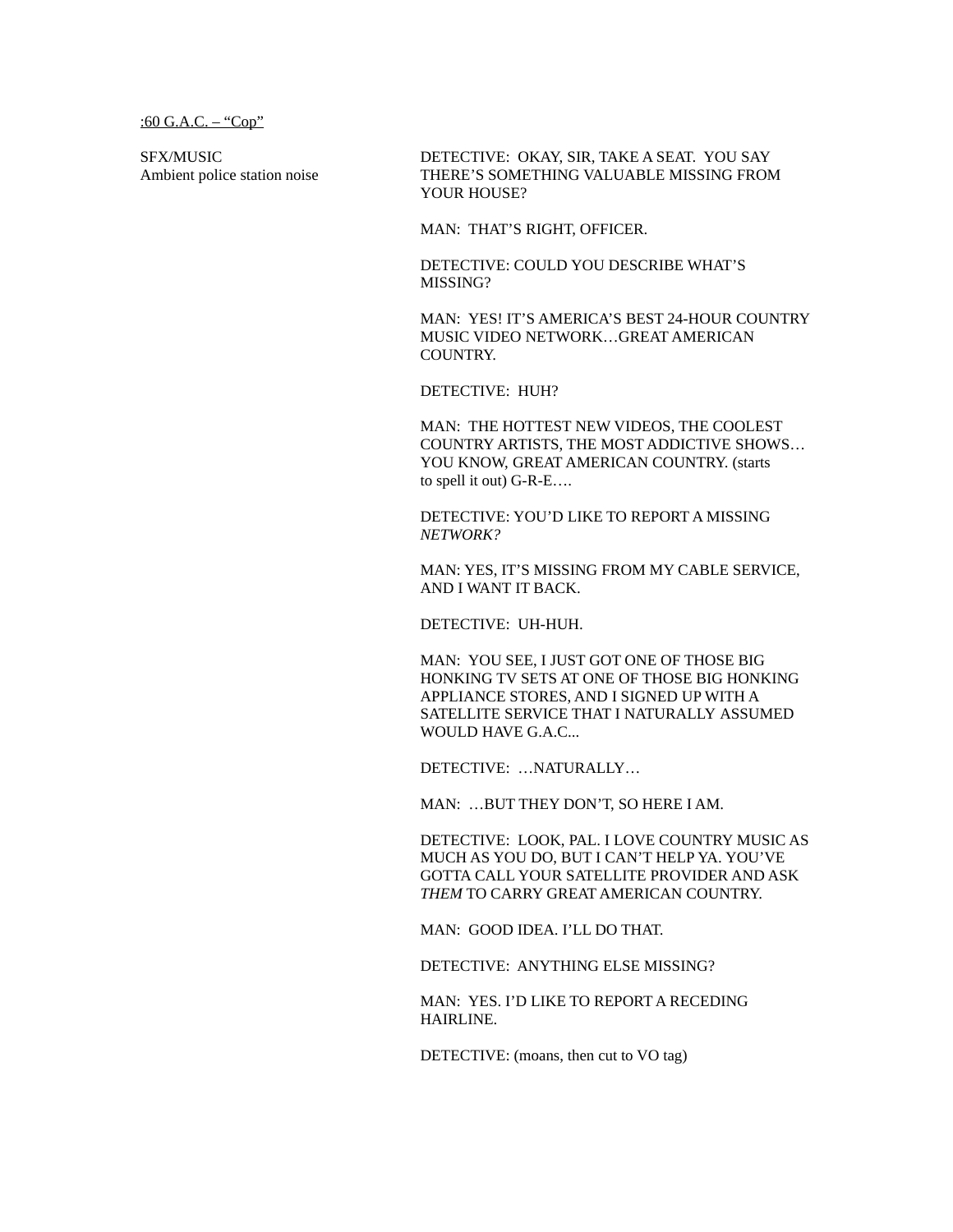<u>:60 G.A.C. – “Cop”</u>

SFX/MUSIC
Ambient police station noise

DETECTIVE: OKAY, SIR, TAKE A SEAT. YOU SAY THERE’S SOMETHING VALUABLE MISSING FROM YOUR HOUSE?

MAN: THAT’S RIGHT, OFFICER.

DETECTIVE: COULD YOU DESCRIBE WHAT’S MISSING?

MAN: YES! IT’S AMERICA’S BEST 24-HOUR COUNTRY MUSIC VIDEO NETWORK…GREAT AMERICAN COUNTRY.

DETECTIVE: HUH?

MAN: THE HOTTEST NEW VIDEOS, THE COOLEST COUNTRY ARTISTS, THE MOST ADDICTIVE SHOWS… YOU KNOW, GREAT AMERICAN COUNTRY. (starts to spell it out) G-R-E….

DETECTIVE: YOU’D LIKE TO REPORT A MISSING *NETWORK?*

MAN: YES, IT’S MISSING FROM MY CABLE SERVICE, AND I WANT IT BACK.

DETECTIVE: UH-HUH.

MAN: YOU SEE, I JUST GOT ONE OF THOSE BIG HONKING TV SETS AT ONE OF THOSE BIG HONKING APPLIANCE STORES, AND I SIGNED UP WITH A SATELLITE SERVICE THAT I NATURALLY ASSUMED WOULD HAVE G.A.C...

DETECTIVE: …NATURALLY…

MAN: …BUT THEY DON’T, SO HERE I AM.

DETECTIVE: LOOK, PAL. I LOVE COUNTRY MUSIC AS MUCH AS YOU DO, BUT I CAN’T HELP YA. YOU’VE GOTTA CALL YOUR SATELLITE PROVIDER AND ASK *THEM* TO CARRY GREAT AMERICAN COUNTRY.

MAN: GOOD IDEA. I’LL DO THAT.

DETECTIVE: ANYTHING ELSE MISSING?

MAN: YES. I’D LIKE TO REPORT A RECEDING HAIRLINE.

DETECTIVE: (moans, then cut to VO tag)